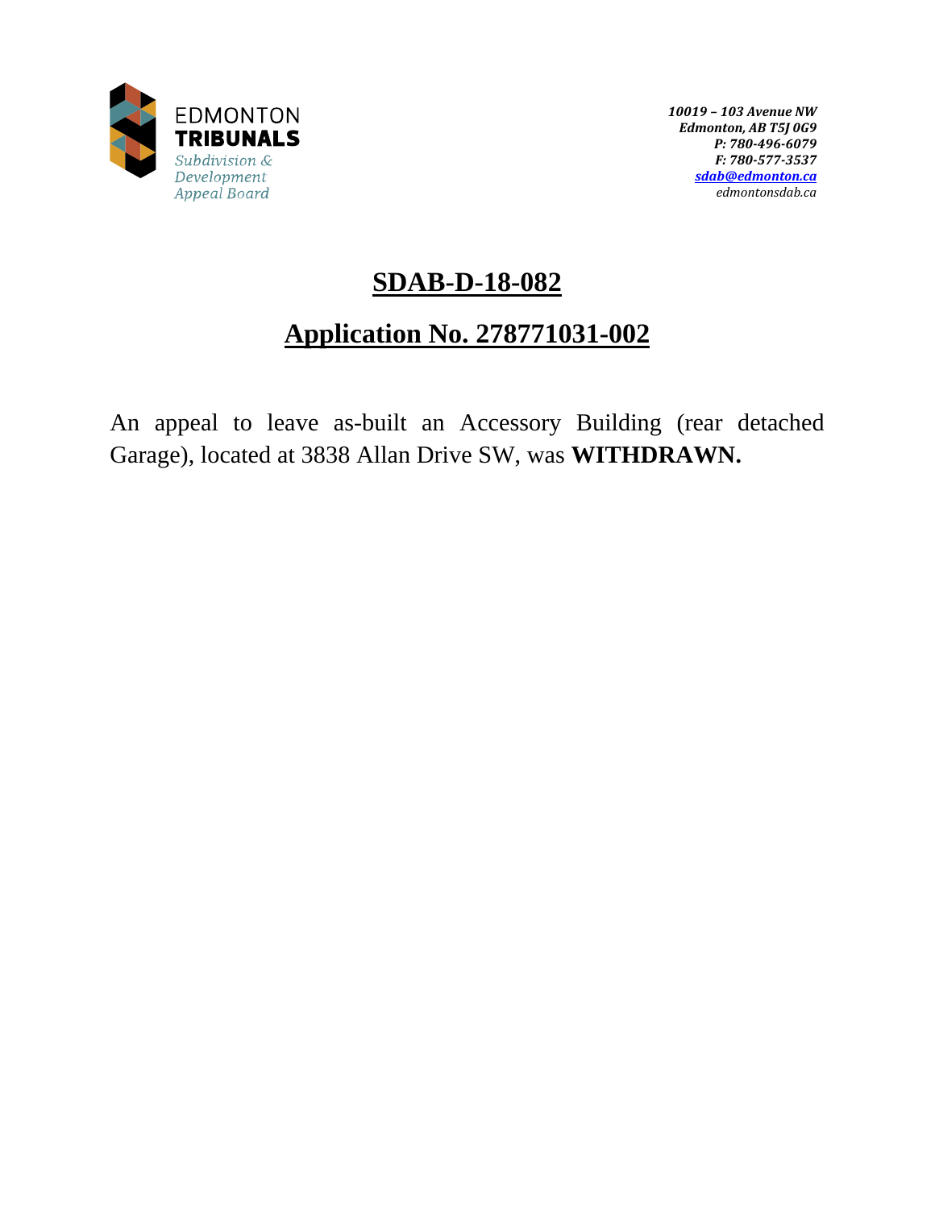EDMONTON
**TRIBUNALS**
*Subdivision & Development Appeal Board*

*10019 – 103 Avenue NW*
*Edmonton, AB T5J 0G9*
*P: 780-496-6079*
*F: 780-577-3537*
*sdab@edmonton.ca*
*edmontonsdab.ca*

# SDAB-D-18-082

## Application No. 278771031-002

An appeal to leave as-built an Accessory Building (rear detached Garage), located at 3838 Allan Drive SW, was **WITHDRAWN.**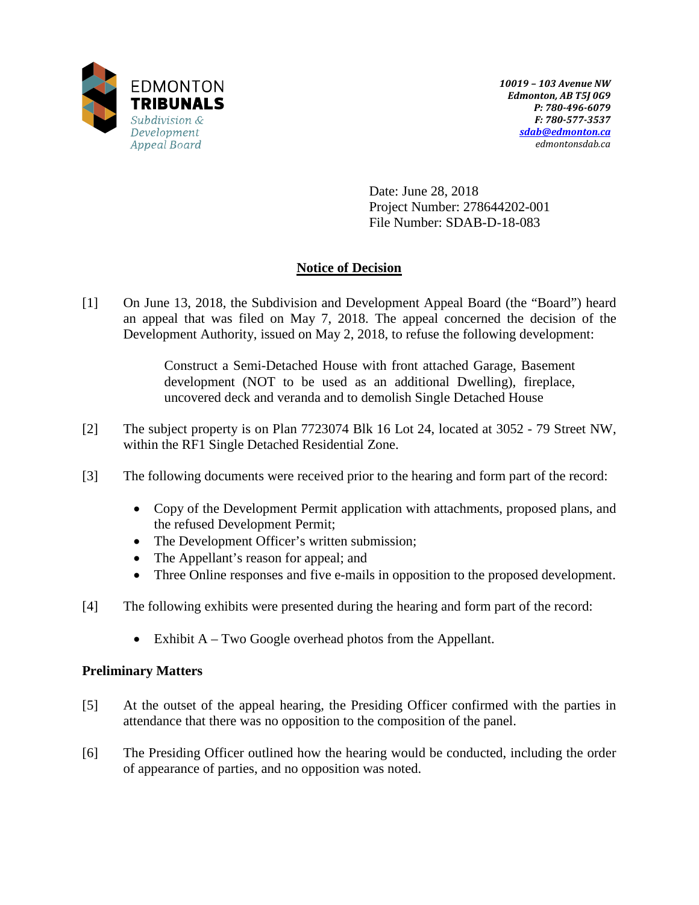EDMONTON TRIBUNALS
Subdivision & Development Appeal Board

***10019 – 103 Avenue NW***
***Edmonton, AB T5J 0G9***
***P: 780-496-6079***
***F: 780-577-3537***
***sdab@edmonton.ca***
*edmontonsdab.ca*

Date: June 28, 2018
Project Number: 278644202-001
File Number: SDAB-D-18-083

## Notice of Decision

[1] On June 13, 2018, the Subdivision and Development Appeal Board (the "Board") heard an appeal that was filed on May 7, 2018. The appeal concerned the decision of the Development Authority, issued on May 2, 2018, to refuse the following development:

> Construct a Semi-Detached House with front attached Garage, Basement development (NOT to be used as an additional Dwelling), fireplace, uncovered deck and veranda and to demolish Single Detached House

[2] The subject property is on Plan 7723074 Blk 16 Lot 24, located at 3052 - 79 Street NW, within the RF1 Single Detached Residential Zone.

[3] The following documents were received prior to the hearing and form part of the record:

- Copy of the Development Permit application with attachments, proposed plans, and the refused Development Permit;
- The Development Officer's written submission;
- The Appellant's reason for appeal; and
- Three Online responses and five e-mails in opposition to the proposed development.

[4] The following exhibits were presented during the hearing and form part of the record:

- Exhibit A – Two Google overhead photos from the Appellant.

### Preliminary Matters

[5] At the outset of the appeal hearing, the Presiding Officer confirmed with the parties in attendance that there was no opposition to the composition of the panel.

[6] The Presiding Officer outlined how the hearing would be conducted, including the order of appearance of parties, and no opposition was noted.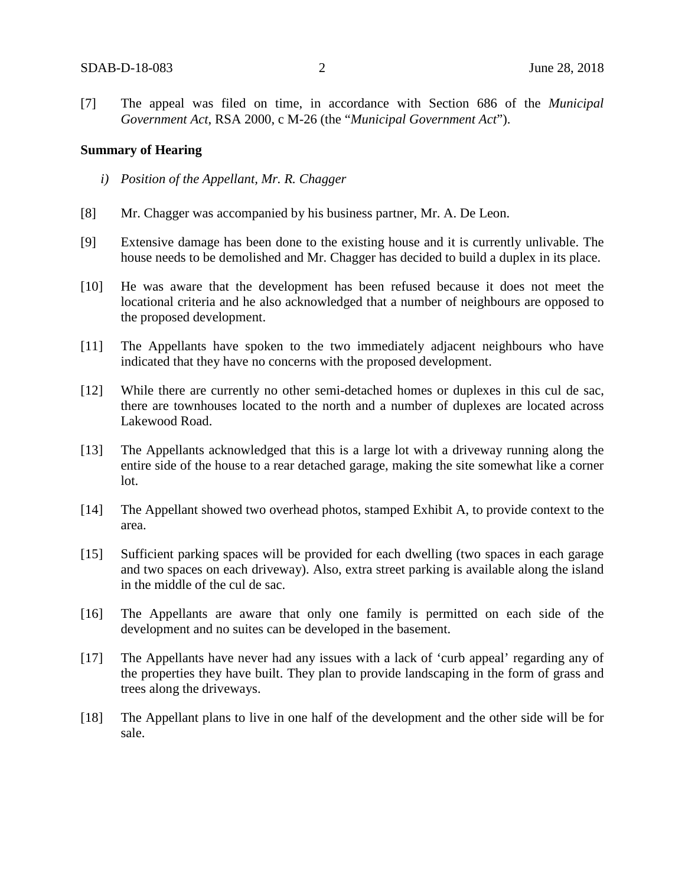[7] The appeal was filed on time, in accordance with Section 686 of the *Municipal Government Act*, RSA 2000, c M-26 (the "*Municipal Government Act*").

**Summary of Hearing**

*i) Position of the Appellant, Mr. R. Chagger*

[8] Mr. Chagger was accompanied by his business partner, Mr. A. De Leon.

[9] Extensive damage has been done to the existing house and it is currently unlivable. The house needs to be demolished and Mr. Chagger has decided to build a duplex in its place.

[10] He was aware that the development has been refused because it does not meet the locational criteria and he also acknowledged that a number of neighbours are opposed to the proposed development.

[11] The Appellants have spoken to the two immediately adjacent neighbours who have indicated that they have no concerns with the proposed development.

[12] While there are currently no other semi-detached homes or duplexes in this cul de sac, there are townhouses located to the north and a number of duplexes are located across Lakewood Road.

[13] The Appellants acknowledged that this is a large lot with a driveway running along the entire side of the house to a rear detached garage, making the site somewhat like a corner lot.

[14] The Appellant showed two overhead photos, stamped Exhibit A, to provide context to the area.

[15] Sufficient parking spaces will be provided for each dwelling (two spaces in each garage and two spaces on each driveway). Also, extra street parking is available along the island in the middle of the cul de sac.

[16] The Appellants are aware that only one family is permitted on each side of the development and no suites can be developed in the basement.

[17] The Appellants have never had any issues with a lack of 'curb appeal' regarding any of the properties they have built. They plan to provide landscaping in the form of grass and trees along the driveways.

[18] The Appellant plans to live in one half of the development and the other side will be for sale.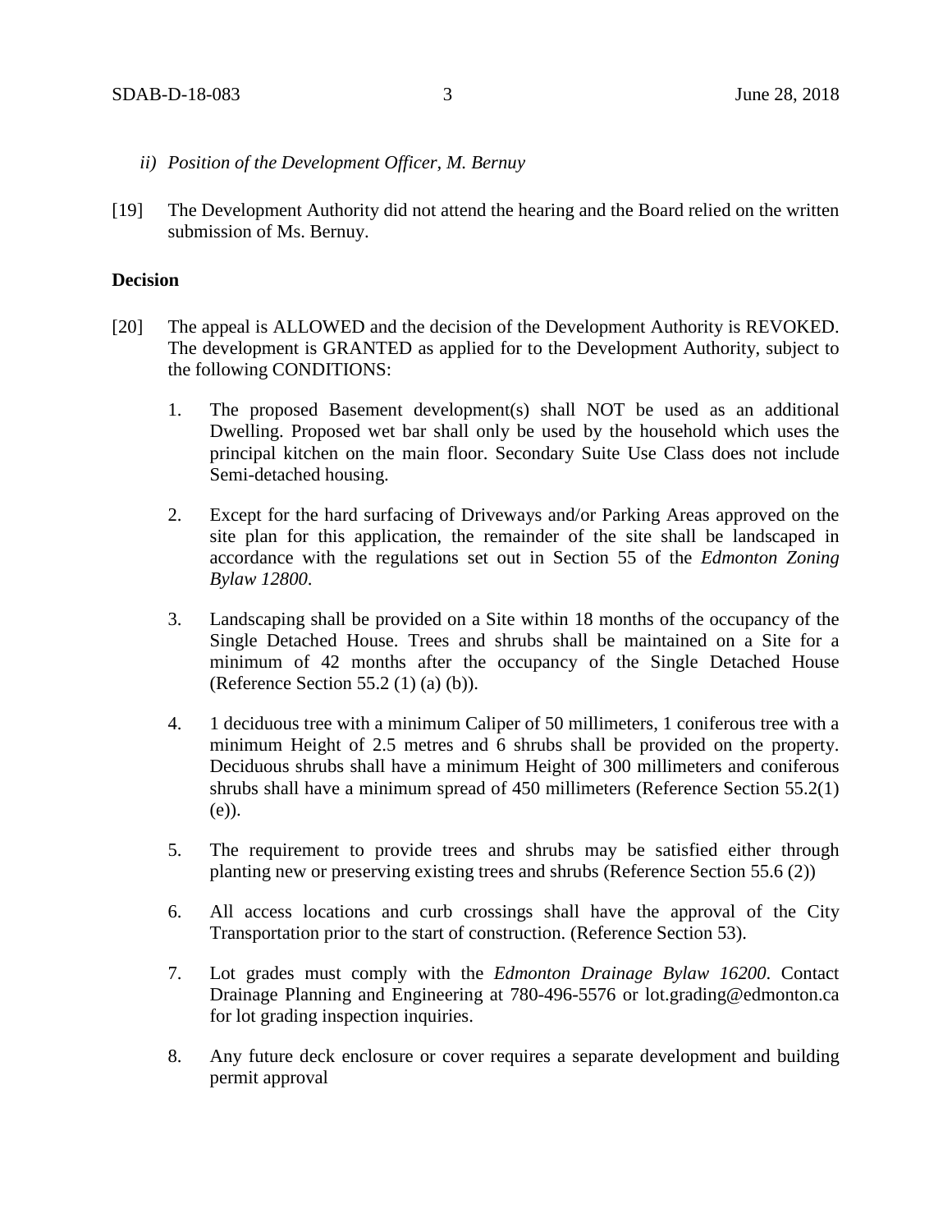*ii) Position of the Development Officer, M. Bernuy*

[19] The Development Authority did not attend the hearing and the Board relied on the written submission of Ms. Bernuy.

**Decision**

[20] The appeal is ALLOWED and the decision of the Development Authority is REVOKED. The development is GRANTED as applied for to the Development Authority, subject to the following CONDITIONS:

1. The proposed Basement development(s) shall NOT be used as an additional Dwelling. Proposed wet bar shall only be used by the household which uses the principal kitchen on the main floor. Secondary Suite Use Class does not include Semi-detached housing.

2. Except for the hard surfacing of Driveways and/or Parking Areas approved on the site plan for this application, the remainder of the site shall be landscaped in accordance with the regulations set out in Section 55 of the *Edmonton Zoning Bylaw 12800*.

3. Landscaping shall be provided on a Site within 18 months of the occupancy of the Single Detached House. Trees and shrubs shall be maintained on a Site for a minimum of 42 months after the occupancy of the Single Detached House (Reference Section 55.2 (1) (a) (b)).

4. 1 deciduous tree with a minimum Caliper of 50 millimeters, 1 coniferous tree with a minimum Height of 2.5 metres and 6 shrubs shall be provided on the property. Deciduous shrubs shall have a minimum Height of 300 millimeters and coniferous shrubs shall have a minimum spread of 450 millimeters (Reference Section 55.2(1) (e)).

5. The requirement to provide trees and shrubs may be satisfied either through planting new or preserving existing trees and shrubs (Reference Section 55.6 (2))

6. All access locations and curb crossings shall have the approval of the City Transportation prior to the start of construction. (Reference Section 53).

7. Lot grades must comply with the *Edmonton Drainage Bylaw 16200*. Contact Drainage Planning and Engineering at 780-496-5576 or lot.grading@edmonton.ca for lot grading inspection inquiries.

8. Any future deck enclosure or cover requires a separate development and building permit approval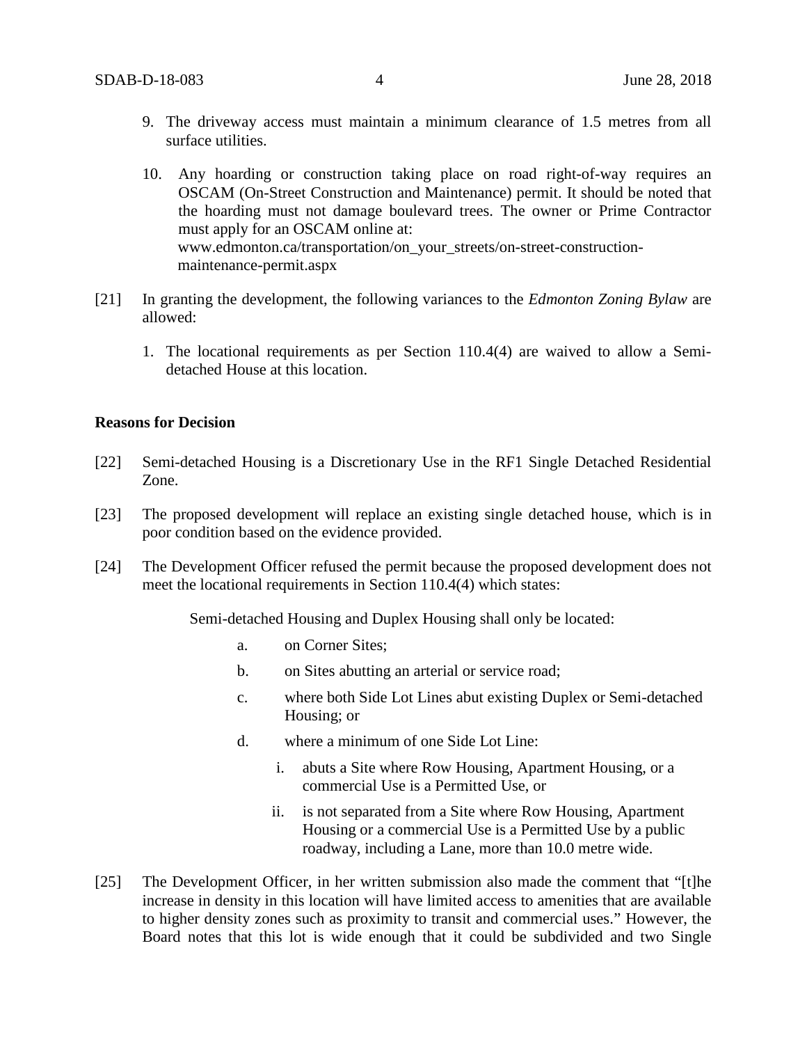9. The driveway access must maintain a minimum clearance of 1.5 metres from all surface utilities.

10. Any hoarding or construction taking place on road right-of-way requires an OSCAM (On-Street Construction and Maintenance) permit. It should be noted that the hoarding must not damage boulevard trees. The owner or Prime Contractor must apply for an OSCAM online at: www.edmonton.ca/transportation/on_your_streets/on-street-construction-maintenance-permit.aspx

[21] In granting the development, the following variances to the *Edmonton Zoning Bylaw* are allowed:

1. The locational requirements as per Section 110.4(4) are waived to allow a Semi-detached House at this location.

**Reasons for Decision**

[22] Semi-detached Housing is a Discretionary Use in the RF1 Single Detached Residential Zone.

[23] The proposed development will replace an existing single detached house, which is in poor condition based on the evidence provided.

[24] The Development Officer refused the permit because the proposed development does not meet the locational requirements in Section 110.4(4) which states:

> Semi-detached Housing and Duplex Housing shall only be located:
>
> a. on Corner Sites;
>
> b. on Sites abutting an arterial or service road;
>
> c. where both Side Lot Lines abut existing Duplex or Semi-detached Housing; or
>
> d. where a minimum of one Side Lot Line:
>
> i. abuts a Site where Row Housing, Apartment Housing, or a commercial Use is a Permitted Use, or
>
> ii. is not separated from a Site where Row Housing, Apartment Housing or a commercial Use is a Permitted Use by a public roadway, including a Lane, more than 10.0 metre wide.

[25] The Development Officer, in her written submission also made the comment that "[t]he increase in density in this location will have limited access to amenities that are available to higher density zones such as proximity to transit and commercial uses." However, the Board notes that this lot is wide enough that it could be subdivided and two Single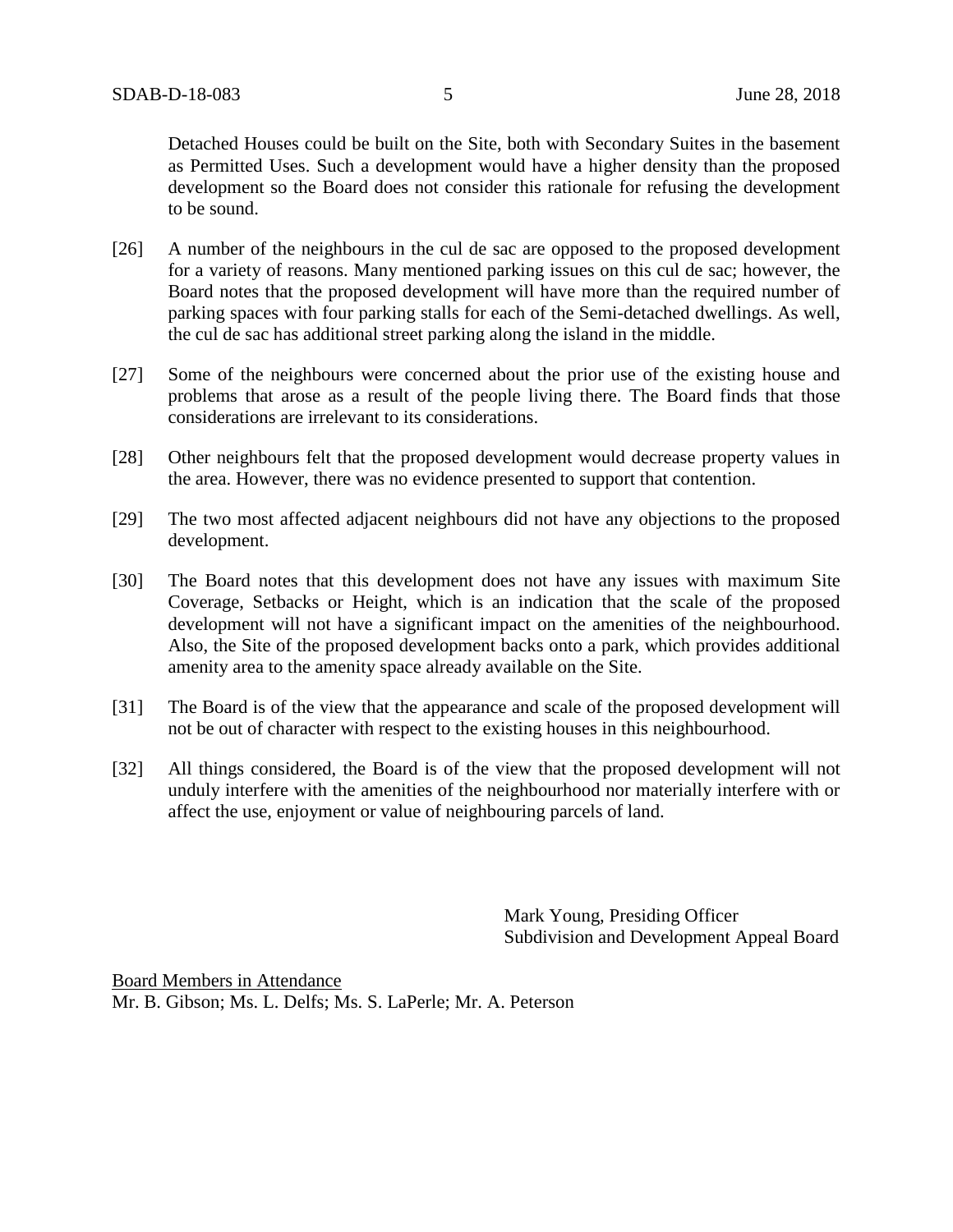Detached Houses could be built on the Site, both with Secondary Suites in the basement as Permitted Uses. Such a development would have a higher density than the proposed development so the Board does not consider this rationale for refusing the development to be sound.

[26] A number of the neighbours in the cul de sac are opposed to the proposed development for a variety of reasons. Many mentioned parking issues on this cul de sac; however, the Board notes that the proposed development will have more than the required number of parking spaces with four parking stalls for each of the Semi-detached dwellings. As well, the cul de sac has additional street parking along the island in the middle.

[27] Some of the neighbours were concerned about the prior use of the existing house and problems that arose as a result of the people living there. The Board finds that those considerations are irrelevant to its considerations.

[28] Other neighbours felt that the proposed development would decrease property values in the area. However, there was no evidence presented to support that contention.

[29] The two most affected adjacent neighbours did not have any objections to the proposed development.

[30] The Board notes that this development does not have any issues with maximum Site Coverage, Setbacks or Height, which is an indication that the scale of the proposed development will not have a significant impact on the amenities of the neighbourhood. Also, the Site of the proposed development backs onto a park, which provides additional amenity area to the amenity space already available on the Site.

[31] The Board is of the view that the appearance and scale of the proposed development will not be out of character with respect to the existing houses in this neighbourhood.

[32] All things considered, the Board is of the view that the proposed development will not unduly interfere with the amenities of the neighbourhood nor materially interfere with or affect the use, enjoyment or value of neighbouring parcels of land.

Mark Young, Presiding Officer
Subdivision and Development Appeal Board

<u>Board Members in Attendance</u>
Mr. B. Gibson; Ms. L. Delfs; Ms. S. LaPerle; Mr. A. Peterson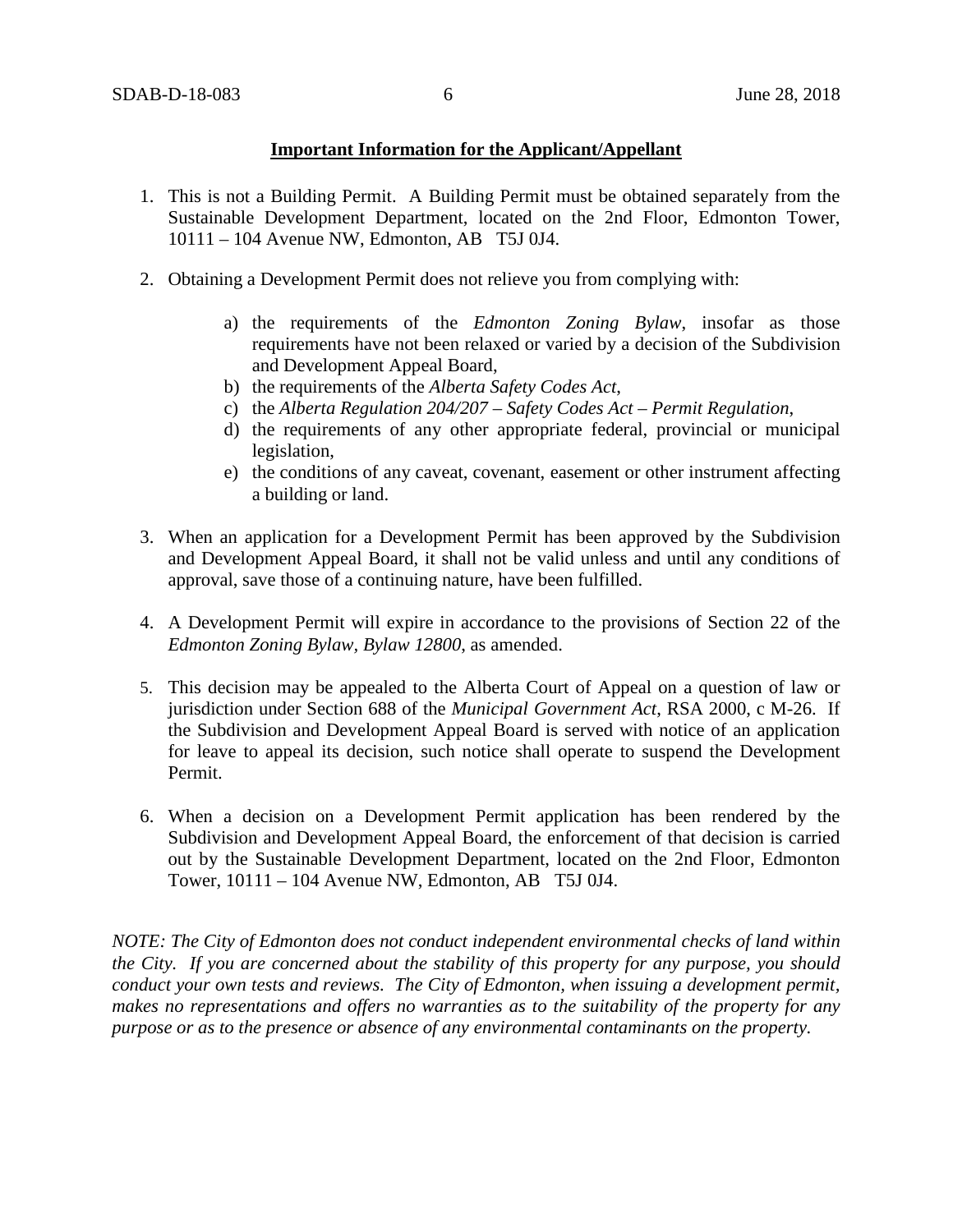**Important Information for the Applicant/Appellant**

1. This is not a Building Permit. A Building Permit must be obtained separately from the Sustainable Development Department, located on the 2nd Floor, Edmonton Tower, 10111 – 104 Avenue NW, Edmonton, AB T5J 0J4.

2. Obtaining a Development Permit does not relieve you from complying with:

   a) the requirements of the *Edmonton Zoning Bylaw*, insofar as those requirements have not been relaxed or varied by a decision of the Subdivision and Development Appeal Board,
   b) the requirements of the *Alberta Safety Codes Act*,
   c) the *Alberta Regulation 204/207 – Safety Codes Act – Permit Regulation*,
   d) the requirements of any other appropriate federal, provincial or municipal legislation,
   e) the conditions of any caveat, covenant, easement or other instrument affecting a building or land.

3. When an application for a Development Permit has been approved by the Subdivision and Development Appeal Board, it shall not be valid unless and until any conditions of approval, save those of a continuing nature, have been fulfilled.

4. A Development Permit will expire in accordance to the provisions of Section 22 of the *Edmonton Zoning Bylaw, Bylaw 12800*, as amended.

5. This decision may be appealed to the Alberta Court of Appeal on a question of law or jurisdiction under Section 688 of the *Municipal Government Act*, RSA 2000, c M-26. If the Subdivision and Development Appeal Board is served with notice of an application for leave to appeal its decision, such notice shall operate to suspend the Development Permit.

6. When a decision on a Development Permit application has been rendered by the Subdivision and Development Appeal Board, the enforcement of that decision is carried out by the Sustainable Development Department, located on the 2nd Floor, Edmonton Tower, 10111 – 104 Avenue NW, Edmonton, AB T5J 0J4.

*NOTE: The City of Edmonton does not conduct independent environmental checks of land within the City. If you are concerned about the stability of this property for any purpose, you should conduct your own tests and reviews. The City of Edmonton, when issuing a development permit, makes no representations and offers no warranties as to the suitability of the property for any purpose or as to the presence or absence of any environmental contaminants on the property.*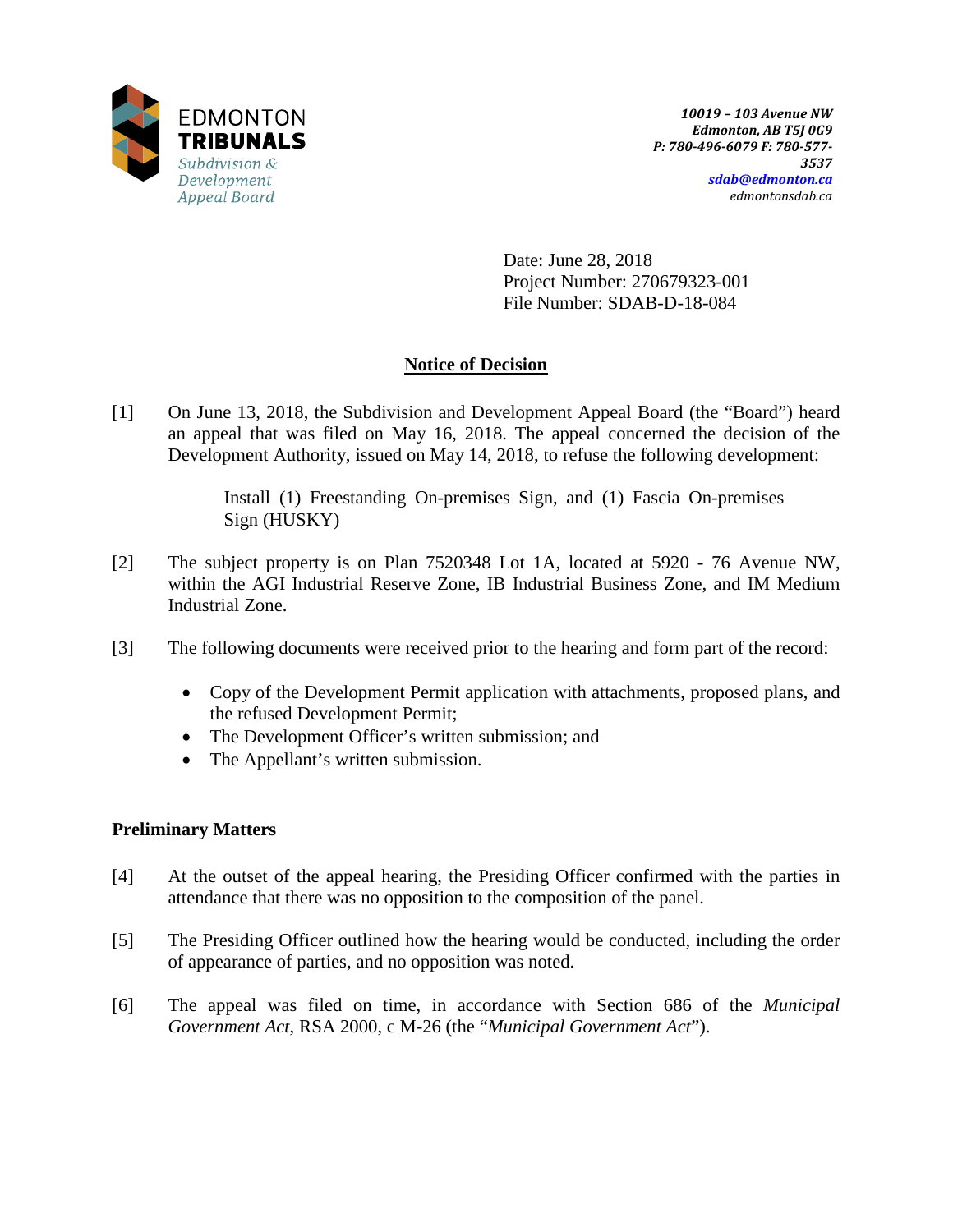EDMONTON
**TRIBUNALS**
*Subdivision & Development Appeal Board*

***10019 – 103 Avenue NW***
***Edmonton, AB T5J 0G9***
***P: 780-496-6079 F: 780-577-3537***
***sdab@edmonton.ca***
*edmontonsdab.ca*

Date: June 28, 2018
Project Number: 270679323-001
File Number: SDAB-D-18-084

## Notice of Decision

[1] On June 13, 2018, the Subdivision and Development Appeal Board (the "Board") heard an appeal that was filed on May 16, 2018. The appeal concerned the decision of the Development Authority, issued on May 14, 2018, to refuse the following development:

> Install (1) Freestanding On-premises Sign, and (1) Fascia On-premises Sign (HUSKY)

[2] The subject property is on Plan 7520348 Lot 1A, located at 5920 - 76 Avenue NW, within the AGI Industrial Reserve Zone, IB Industrial Business Zone, and IM Medium Industrial Zone.

[3] The following documents were received prior to the hearing and form part of the record:

- Copy of the Development Permit application with attachments, proposed plans, and the refused Development Permit;
- The Development Officer's written submission; and
- The Appellant's written submission.

### Preliminary Matters

[4] At the outset of the appeal hearing, the Presiding Officer confirmed with the parties in attendance that there was no opposition to the composition of the panel.

[5] The Presiding Officer outlined how the hearing would be conducted, including the order of appearance of parties, and no opposition was noted.

[6] The appeal was filed on time, in accordance with Section 686 of the *Municipal Government Act*, RSA 2000, c M-26 (the "*Municipal Government Act*").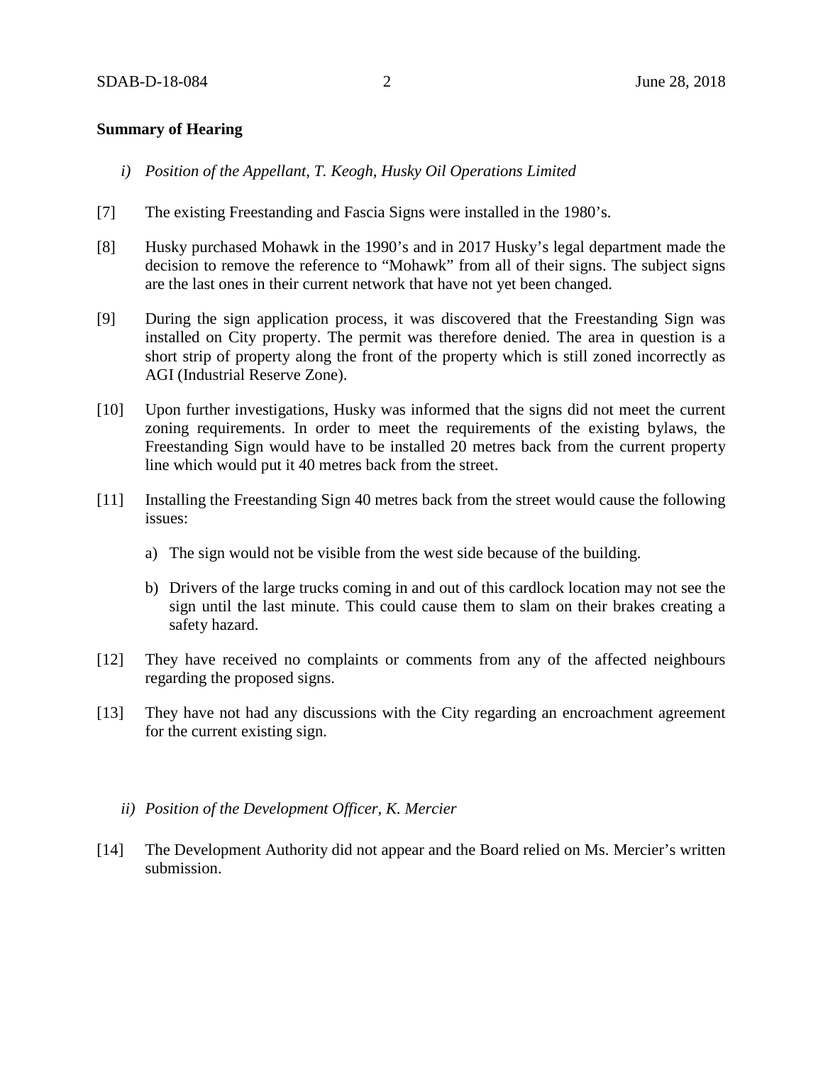**Summary of Hearing**

*i) Position of the Appellant, T. Keogh, Husky Oil Operations Limited*

[7] The existing Freestanding and Fascia Signs were installed in the 1980's.

[8] Husky purchased Mohawk in the 1990's and in 2017 Husky's legal department made the decision to remove the reference to "Mohawk" from all of their signs. The subject signs are the last ones in their current network that have not yet been changed.

[9] During the sign application process, it was discovered that the Freestanding Sign was installed on City property. The permit was therefore denied. The area in question is a short strip of property along the front of the property which is still zoned incorrectly as AGI (Industrial Reserve Zone).

[10] Upon further investigations, Husky was informed that the signs did not meet the current zoning requirements. In order to meet the requirements of the existing bylaws, the Freestanding Sign would have to be installed 20 metres back from the current property line which would put it 40 metres back from the street.

[11] Installing the Freestanding Sign 40 metres back from the street would cause the following issues:

a) The sign would not be visible from the west side because of the building.

b) Drivers of the large trucks coming in and out of this cardlock location may not see the sign until the last minute. This could cause them to slam on their brakes creating a safety hazard.

[12] They have received no complaints or comments from any of the affected neighbours regarding the proposed signs.

[13] They have not had any discussions with the City regarding an encroachment agreement for the current existing sign.

*ii) Position of the Development Officer, K. Mercier*

[14] The Development Authority did not appear and the Board relied on Ms. Mercier's written submission.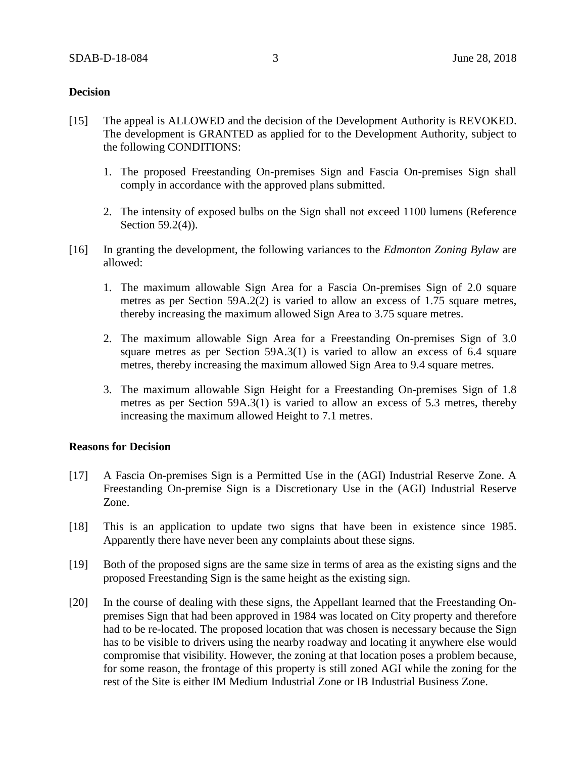## Decision

[15] The appeal is ALLOWED and the decision of the Development Authority is REVOKED. The development is GRANTED as applied for to the Development Authority, subject to the following CONDITIONS:

1. The proposed Freestanding On-premises Sign and Fascia On-premises Sign shall comply in accordance with the approved plans submitted.

2. The intensity of exposed bulbs on the Sign shall not exceed 1100 lumens (Reference Section 59.2(4)).

[16] In granting the development, the following variances to the *Edmonton Zoning Bylaw* are allowed:

1. The maximum allowable Sign Area for a Fascia On-premises Sign of 2.0 square metres as per Section 59A.2(2) is varied to allow an excess of 1.75 square metres, thereby increasing the maximum allowed Sign Area to 3.75 square metres.

2. The maximum allowable Sign Area for a Freestanding On-premises Sign of 3.0 square metres as per Section 59A.3(1) is varied to allow an excess of 6.4 square metres, thereby increasing the maximum allowed Sign Area to 9.4 square metres.

3. The maximum allowable Sign Height for a Freestanding On-premises Sign of 1.8 metres as per Section 59A.3(1) is varied to allow an excess of 5.3 metres, thereby increasing the maximum allowed Height to 7.1 metres.

## Reasons for Decision

[17] A Fascia On-premises Sign is a Permitted Use in the (AGI) Industrial Reserve Zone. A Freestanding On-premise Sign is a Discretionary Use in the (AGI) Industrial Reserve Zone.

[18] This is an application to update two signs that have been in existence since 1985. Apparently there have never been any complaints about these signs.

[19] Both of the proposed signs are the same size in terms of area as the existing signs and the proposed Freestanding Sign is the same height as the existing sign.

[20] In the course of dealing with these signs, the Appellant learned that the Freestanding On-premises Sign that had been approved in 1984 was located on City property and therefore had to be re-located. The proposed location that was chosen is necessary because the Sign has to be visible to drivers using the nearby roadway and locating it anywhere else would compromise that visibility. However, the zoning at that location poses a problem because, for some reason, the frontage of this property is still zoned AGI while the zoning for the rest of the Site is either IM Medium Industrial Zone or IB Industrial Business Zone.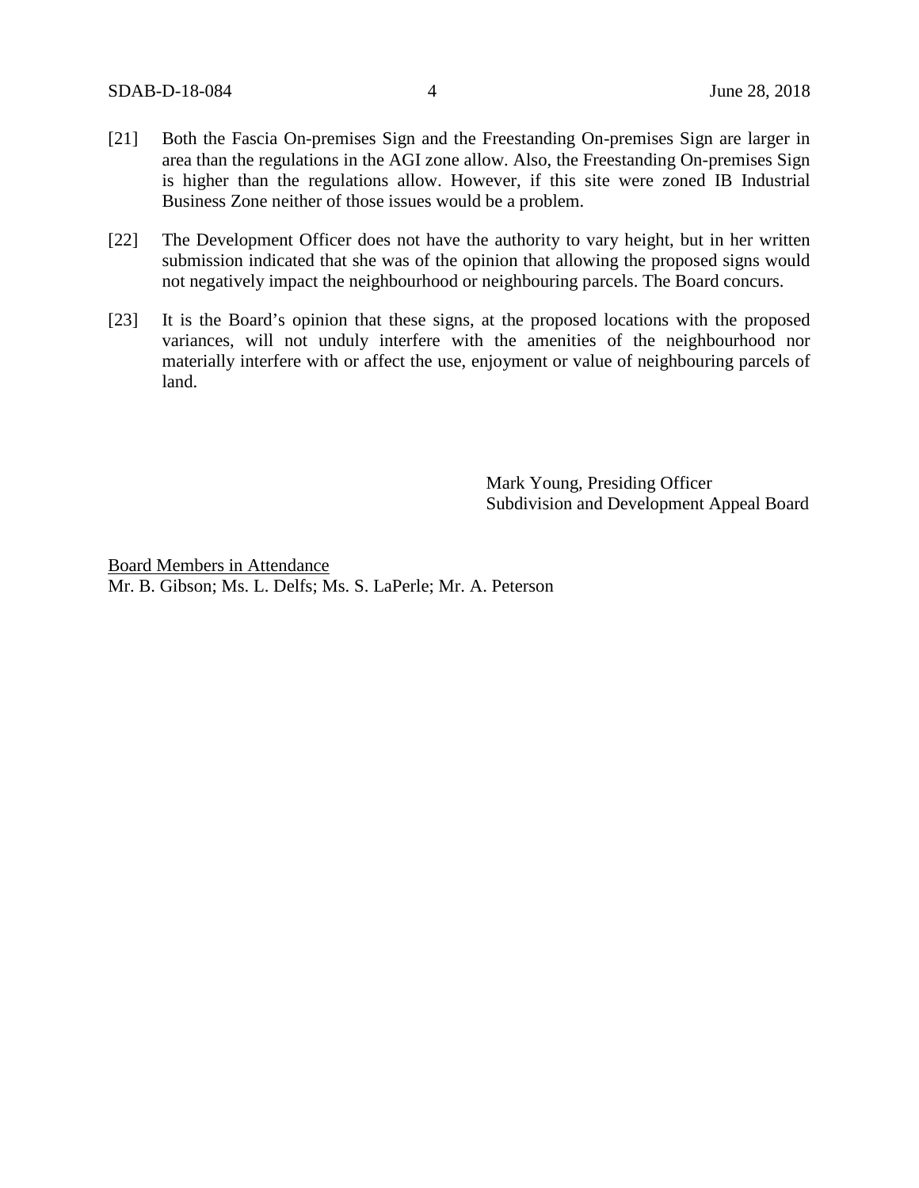[21] Both the Fascia On-premises Sign and the Freestanding On-premises Sign are larger in area than the regulations in the AGI zone allow. Also, the Freestanding On-premises Sign is higher than the regulations allow. However, if this site were zoned IB Industrial Business Zone neither of those issues would be a problem.

[22] The Development Officer does not have the authority to vary height, but in her written submission indicated that she was of the opinion that allowing the proposed signs would not negatively impact the neighbourhood or neighbouring parcels. The Board concurs.

[23] It is the Board's opinion that these signs, at the proposed locations with the proposed variances, will not unduly interfere with the amenities of the neighbourhood nor materially interfere with or affect the use, enjoyment or value of neighbouring parcels of land.

Mark Young, Presiding Officer
Subdivision and Development Appeal Board

<u>Board Members in Attendance</u>
Mr. B. Gibson; Ms. L. Delfs; Ms. S. LaPerle; Mr. A. Peterson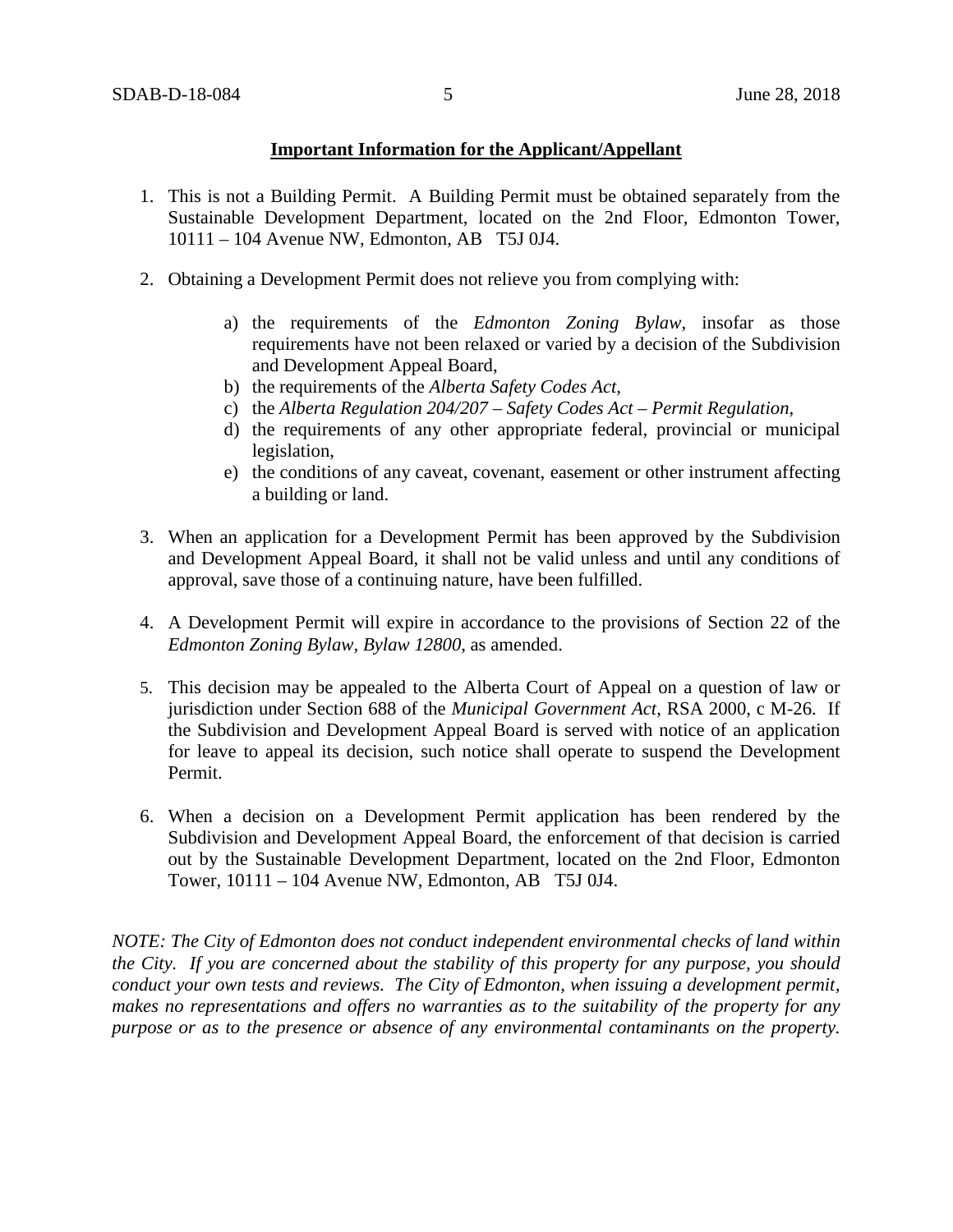**Important Information for the Applicant/Appellant**

1. This is not a Building Permit. A Building Permit must be obtained separately from the Sustainable Development Department, located on the 2nd Floor, Edmonton Tower, 10111 – 104 Avenue NW, Edmonton, AB T5J 0J4.

2. Obtaining a Development Permit does not relieve you from complying with:

    a) the requirements of the *Edmonton Zoning Bylaw*, insofar as those requirements have not been relaxed or varied by a decision of the Subdivision and Development Appeal Board,
    b) the requirements of the *Alberta Safety Codes Act*,
    c) the *Alberta Regulation 204/207 – Safety Codes Act – Permit Regulation*,
    d) the requirements of any other appropriate federal, provincial or municipal legislation,
    e) the conditions of any caveat, covenant, easement or other instrument affecting a building or land.

3. When an application for a Development Permit has been approved by the Subdivision and Development Appeal Board, it shall not be valid unless and until any conditions of approval, save those of a continuing nature, have been fulfilled.

4. A Development Permit will expire in accordance to the provisions of Section 22 of the *Edmonton Zoning Bylaw, Bylaw 12800*, as amended.

5. This decision may be appealed to the Alberta Court of Appeal on a question of law or jurisdiction under Section 688 of the *Municipal Government Act*, RSA 2000, c M-26. If the Subdivision and Development Appeal Board is served with notice of an application for leave to appeal its decision, such notice shall operate to suspend the Development Permit.

6. When a decision on a Development Permit application has been rendered by the Subdivision and Development Appeal Board, the enforcement of that decision is carried out by the Sustainable Development Department, located on the 2nd Floor, Edmonton Tower, 10111 – 104 Avenue NW, Edmonton, AB T5J 0J4.

*NOTE: The City of Edmonton does not conduct independent environmental checks of land within the City. If you are concerned about the stability of this property for any purpose, you should conduct your own tests and reviews. The City of Edmonton, when issuing a development permit, makes no representations and offers no warranties as to the suitability of the property for any purpose or as to the presence or absence of any environmental contaminants on the property.*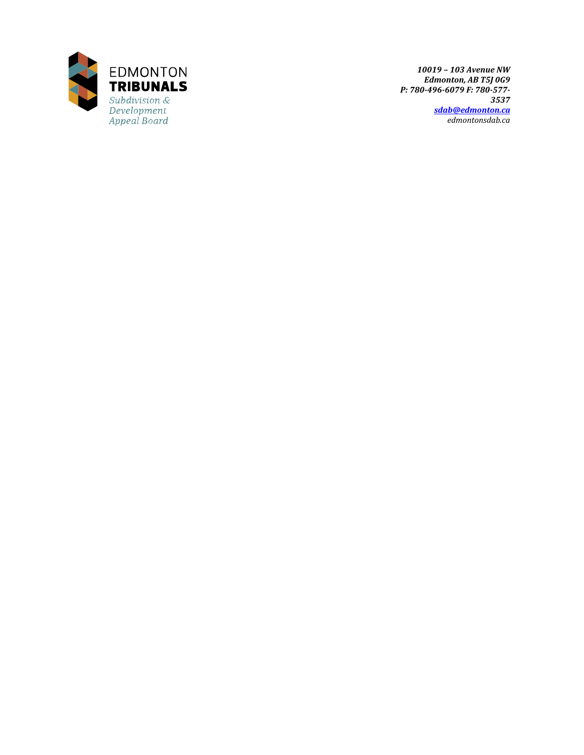EDMONTON
**TRIBUNALS**
*Subdivision & Development Appeal Board*

***10019 – 103 Avenue NW***
***Edmonton, AB T5J 0G9***
***P: 780-496-6079 F: 780-577-3537***
***sdab@edmonton.ca***
*edmontonsdab.ca*